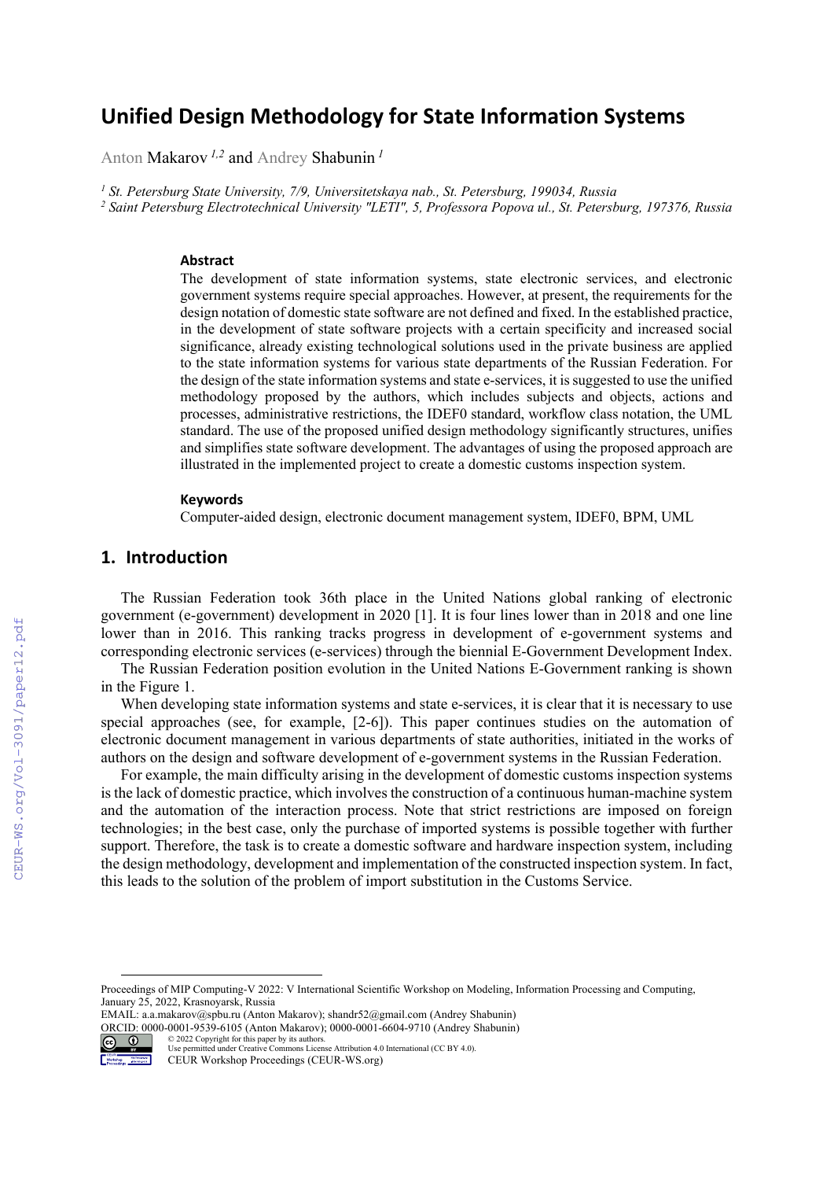# Unified Design Methodology for State Information Systems

Anton Makarov [1,2] and Andrey Shabunin [1]

[1] St. Petersburg State University, 7/9, Universitetskaya nab., St. Petersburg, 199034, Russia
[2] Saint Petersburg Electrotechnical University "LETI", 5, Professora Popova ul., St. Petersburg, 197376, Russia

### Abstract

The development of state information systems, state electronic services, and electronic government systems require special approaches. However, at present, the requirements for the design notation of domestic state software are not defined and fixed. In the established practice, in the development of state software projects with a certain specificity and increased social significance, already existing technological solutions used in the private business are applied to the state information systems for various state departments of the Russian Federation. For the design of the state information systems and state e-services, it is suggested to use the unified methodology proposed by the authors, which includes subjects and objects, actions and processes, administrative restrictions, the IDEF0 standard, workflow class notation, the UML standard. The use of the proposed unified design methodology significantly structures, unifies and simplifies state software development. The advantages of using the proposed approach are illustrated in the implemented project to create a domestic customs inspection system.

### Keywords

Computer-aided design, electronic document management system, IDEF0, BPM, UML

## 1. Introduction

The Russian Federation took 36th place in the United Nations global ranking of electronic government (e-government) development in 2020 [1]. It is four lines lower than in 2018 and one line lower than in 2016. This ranking tracks progress in development of e-government systems and corresponding electronic services (e-services) through the biennial E-Government Development Index.

The Russian Federation position evolution in the United Nations E-Government ranking is shown in the Figure 1.

When developing state information systems and state e-services, it is clear that it is necessary to use special approaches (see, for example, [2-6]). This paper continues studies on the automation of electronic document management in various departments of state authorities, initiated in the works of authors on the design and software development of e-government systems in the Russian Federation.

For example, the main difficulty arising in the development of domestic customs inspection systems is the lack of domestic practice, which involves the construction of a continuous human-machine system and the automation of the interaction process. Note that strict restrictions are imposed on foreign technologies; in the best case, only the purchase of imported systems is possible together with further support. Therefore, the task is to create a domestic software and hardware inspection system, including the design methodology, development and implementation of the constructed inspection system. In fact, this leads to the solution of the problem of import substitution in the Customs Service.

---

Proceedings of MIP Computing-V 2022: V International Scientific Workshop on Modeling, Information Processing and Computing, January 25, 2022, Krasnoyarsk, Russia
EMAIL: a.a.makarov@spbu.ru (Anton Makarov); shandr52@gmail.com (Andrey Shabunin)
ORCID: 0000-0001-9539-6105 (Anton Makarov); 0000-0001-6604-9710 (Andrey Shabunin)
© 2022 Copyright for this paper by its authors.
Use permitted under Creative Commons License Attribution 4.0 International (CC BY 4.0).
CEUR Workshop Proceedings (CEUR-WS.org)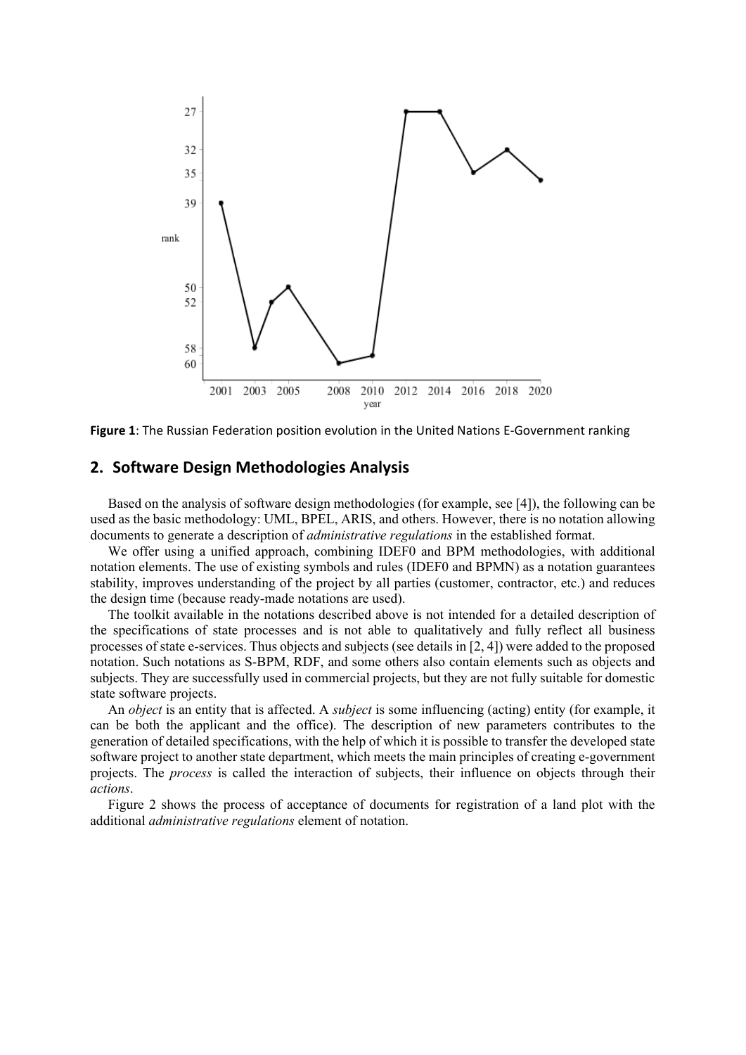**Figure 1**: The Russian Federation position evolution in the United Nations E-Government ranking

## 2. Software Design Methodologies Analysis

Based on the analysis of software design methodologies (for example, see [4]), the following can be used as the basic methodology: UML, BPEL, ARIS, and others. However, there is no notation allowing documents to generate a description of *administrative regulations* in the established format.

We offer using a unified approach, combining IDEF0 and BPM methodologies, with additional notation elements. The use of existing symbols and rules (IDEF0 and BPMN) as a notation guarantees stability, improves understanding of the project by all parties (customer, contractor, etc.) and reduces the design time (because ready-made notations are used).

The toolkit available in the notations described above is not intended for a detailed description of the specifications of state processes and is not able to qualitatively and fully reflect all business processes of state e-services. Thus objects and subjects (see details in [2, 4]) were added to the proposed notation. Such notations as S-BPM, RDF, and some others also contain elements such as objects and subjects. They are successfully used in commercial projects, but they are not fully suitable for domestic state software projects.

An *object* is an entity that is affected. A *subject* is some influencing (acting) entity (for example, it can be both the applicant and the office). The description of new parameters contributes to the generation of detailed specifications, with the help of which it is possible to transfer the developed state software project to another state department, which meets the main principles of creating e-government projects. The *process* is called the interaction of subjects, their influence on objects through their *actions*.

Figure 2 shows the process of acceptance of documents for registration of a land plot with the additional *administrative regulations* element of notation.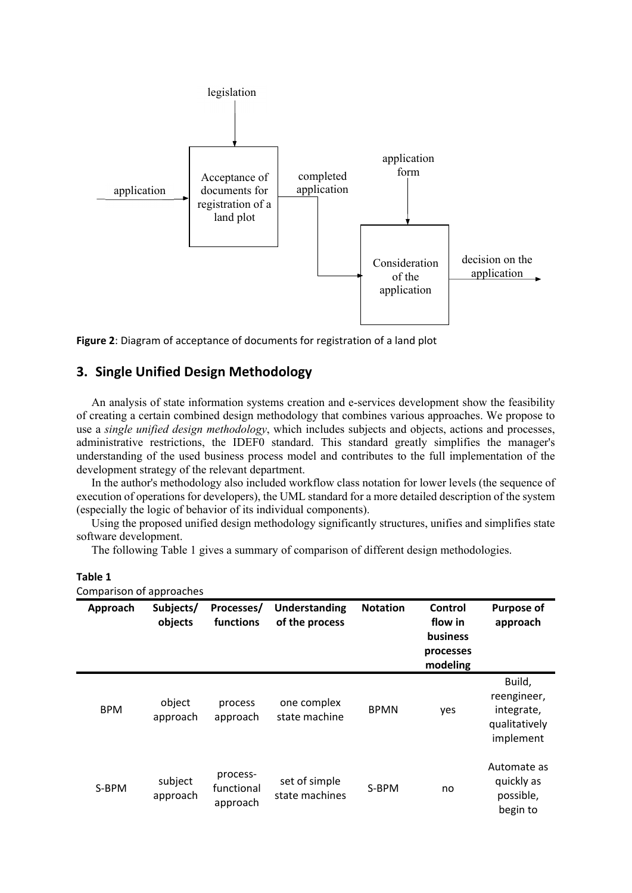legislation

application

Acceptance of documents for registration of a land plot

completed application

application form

Consideration of the application

decision on the application

**Figure 2**: Diagram of acceptance of documents for registration of a land plot

## 3. Single Unified Design Methodology

An analysis of state information systems creation and e-services development show the feasibility of creating a certain combined design methodology that combines various approaches. We propose to use a *single unified design methodology*, which includes subjects and objects, actions and processes, administrative restrictions, the IDEF0 standard. This standard greatly simplifies the manager's understanding of the used business process model and contributes to the full implementation of the development strategy of the relevant department.

In the author's methodology also included workflow class notation for lower levels (the sequence of execution of operations for developers), the UML standard for a more detailed description of the system (especially the logic of behavior of its individual components).

Using the proposed unified design methodology significantly structures, unifies and simplifies state software development.

The following Table 1 gives a summary of comparison of different design methodologies.

**Table 1**
Comparison of approaches

| Approach | Subjects/ objects | Processes/ functions | Understanding of the process | Notation | Control flow in business processes modeling | Purpose of approach |
|---|---|---|---|---|---|---|
| BPM | object approach | process approach | one complex state machine | BPMN | yes | Build, reengineer, integrate, qualitatively implement |
| S-BPM | subject approach | process-functional approach | set of simple state machines | S-BPM | no | Automate as quickly as possible, begin to |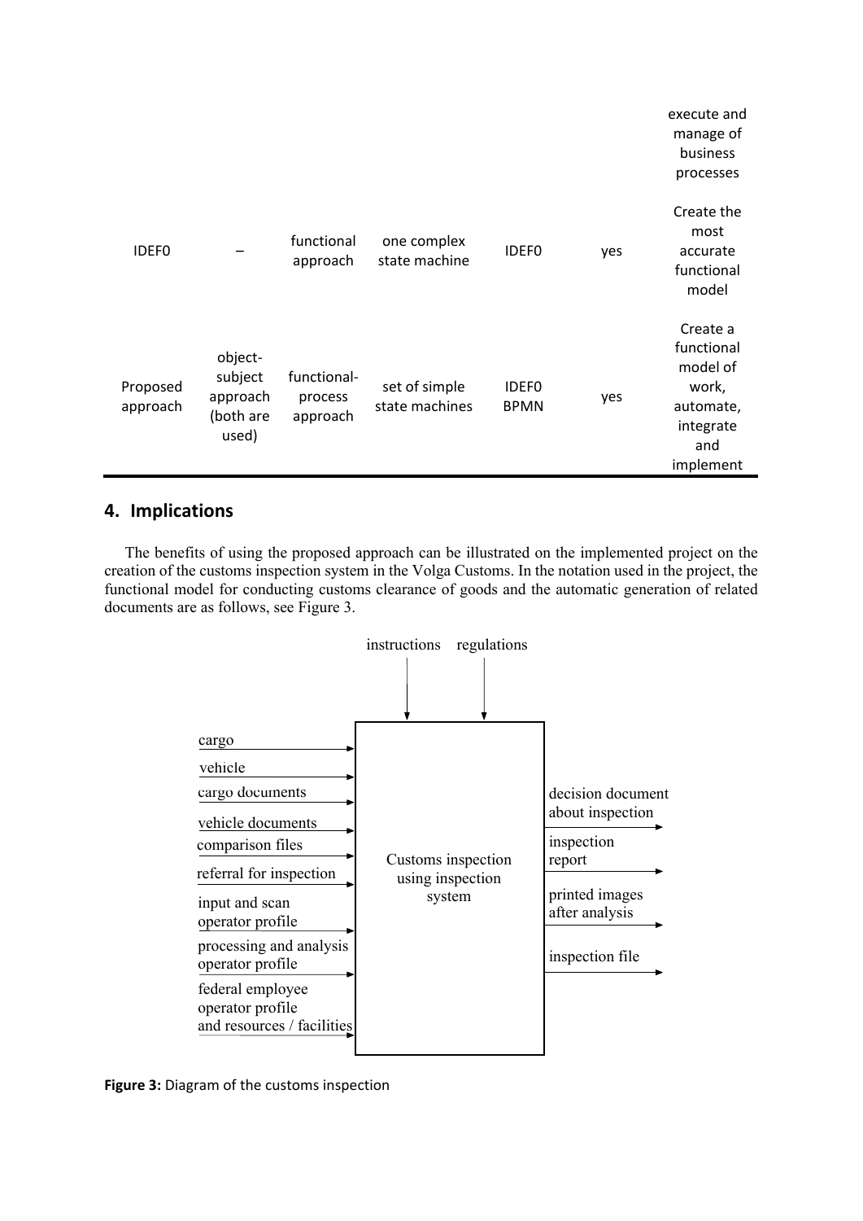| | | | | | | execute and manage of business processes |
|---|---|---|---|---|---|---|
| IDEF0 | – | functional approach | one complex state machine | IDEF0 | yes | Create the most accurate functional model |
| Proposed approach | object-subject approach (both are used) | functional-process approach | set of simple state machines | IDEF0 BPMN | yes | Create a functional model of work, automate, integrate and implement |

## 4. Implications

The benefits of using the proposed approach can be illustrated on the implemented project on the creation of the customs inspection system in the Volga Customs. In the notation used in the project, the functional model for conducting customs clearance of goods and the automatic generation of related documents are as follows, see Figure 3.

**Figure 3:** Diagram of the customs inspection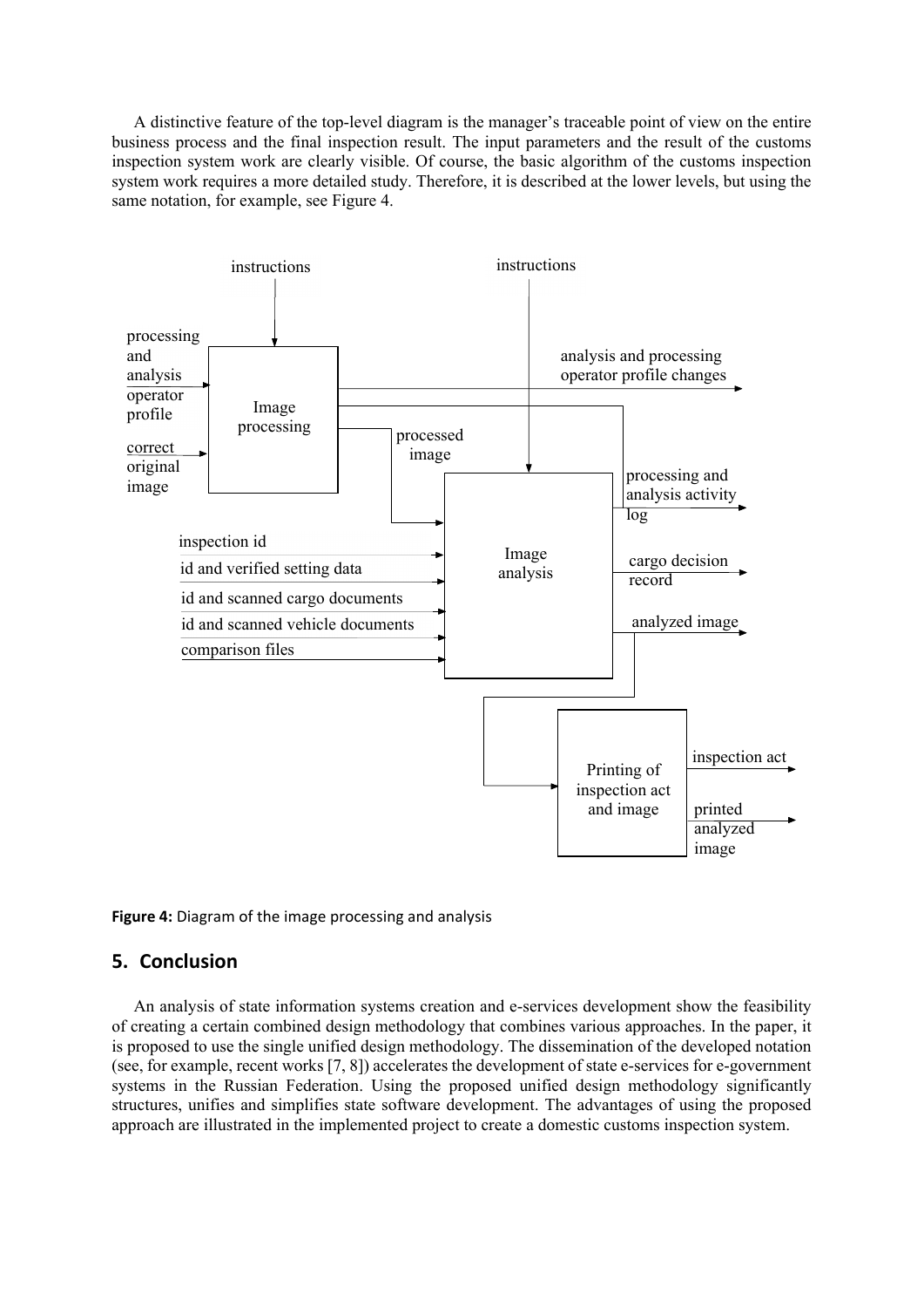A distinctive feature of the top-level diagram is the manager's traceable point of view on the entire business process and the final inspection result. The input parameters and the result of the customs inspection system work are clearly visible. Of course, the basic algorithm of the customs inspection system work requires a more detailed study. Therefore, it is described at the lower levels, but using the same notation, for example, see Figure 4.

**Figure 4:** Diagram of the image processing and analysis

## 5. Conclusion

An analysis of state information systems creation and e-services development show the feasibility of creating a certain combined design methodology that combines various approaches. In the paper, it is proposed to use the single unified design methodology. The dissemination of the developed notation (see, for example, recent works [7, 8]) accelerates the development of state e-services for e-government systems in the Russian Federation. Using the proposed unified design methodology significantly structures, unifies and simplifies state software development. The advantages of using the proposed approach are illustrated in the implemented project to create a domestic customs inspection system.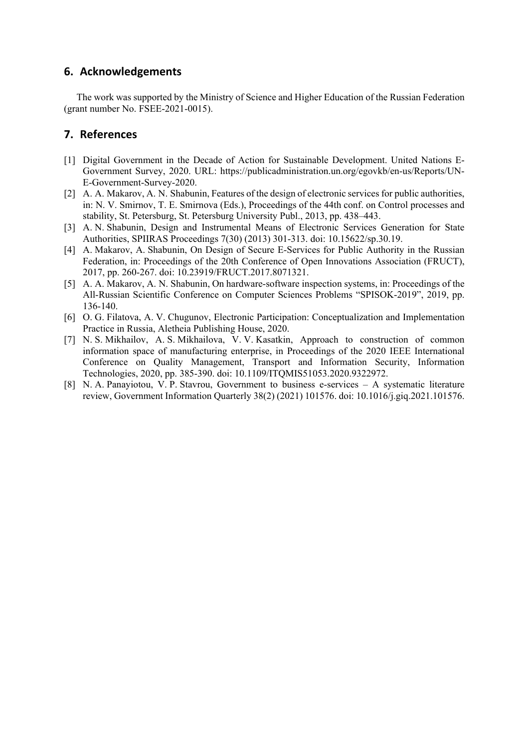## 6. Acknowledgements

The work was supported by the Ministry of Science and Higher Education of the Russian Federation (grant number No. FSEE-2021-0015).

## 7. References

[1] Digital Government in the Decade of Action for Sustainable Development. United Nations E-Government Survey, 2020. URL: https://publicadministration.un.org/egovkb/en-us/Reports/UN-E-Government-Survey-2020.

[2] A. A. Makarov, A. N. Shabunin, Features of the design of electronic services for public authorities, in: N. V. Smirnov, T. E. Smirnova (Eds.), Proceedings of the 44th conf. on Control processes and stability, St. Petersburg, St. Petersburg University Publ., 2013, pp. 438–443.

[3] A. N. Shabunin, Design and Instrumental Means of Electronic Services Generation for State Authorities, SPIIRAS Proceedings 7(30) (2013) 301-313. doi: 10.15622/sp.30.19.

[4] A. Makarov, A. Shabunin, On Design of Secure E-Services for Public Authority in the Russian Federation, in: Proceedings of the 20th Conference of Open Innovations Association (FRUCT), 2017, pp. 260-267. doi: 10.23919/FRUCT.2017.8071321.

[5] A. A. Makarov, A. N. Shabunin, On hardware-software inspection systems, in: Proceedings of the All-Russian Scientific Conference on Computer Sciences Problems "SPISOK-2019", 2019, pp. 136-140.

[6] O. G. Filatova, A. V. Chugunov, Electronic Participation: Conceptualization and Implementation Practice in Russia, Aletheia Publishing House, 2020.

[7] N. S. Mikhailov, A. S. Mikhailova, V. V. Kasatkin, Approach to construction of common information space of manufacturing enterprise, in Proceedings of the 2020 IEEE International Conference on Quality Management, Transport and Information Security, Information Technologies, 2020, pp. 385-390. doi: 10.1109/ITQMIS51053.2020.9322972.

[8] N. A. Panayiotou, V. P. Stavrou, Government to business e-services – A systematic literature review, Government Information Quarterly 38(2) (2021) 101576. doi: 10.1016/j.giq.2021.101576.